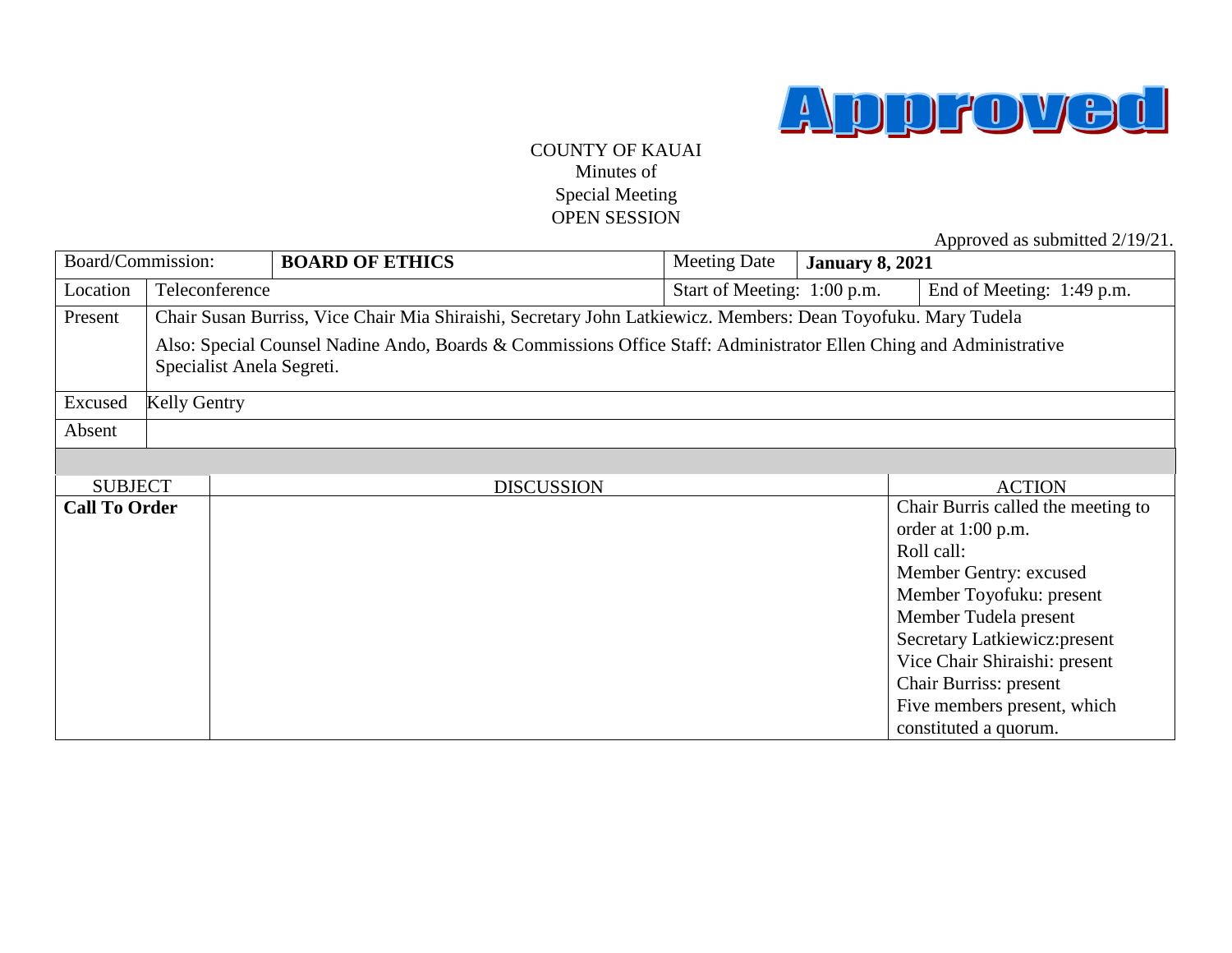Approved

COUNTY OF KAUAI
Minutes of
Special Meeting
OPEN SESSION

Approved as submitted 2/19/21.

| Board/Commission: | **BOARD OF ETHICS** | Meeting Date | **January 8, 2021** |
|---|---|---|---|
| Location | Teleconference | Start of Meeting: 1:00 p.m. | End of Meeting: 1:49 p.m. |
| Present | Chair Susan Burriss, Vice Chair Mia Shiraishi, Secretary John Latkiewicz. Members: Dean Toyofuku. Mary Tudela<br><br>Also: Special Counsel Nadine Ando, Boards & Commissions Office Staff: Administrator Ellen Ching and Administrative Specialist Anela Segreti. | | |
| Excused | Kelly Gentry | | |
| Absent | | | |

| SUBJECT | DISCUSSION | ACTION |
|---|---|---|
| **Call To Order** | | Chair Burris called the meeting to order at 1:00 p.m.<br>Roll call:<br>Member Gentry: excused<br>Member Toyofuku: present<br>Member Tudela present<br>Secretary Latkiewicz:present<br>Vice Chair Shiraishi: present<br>Chair Burriss: present<br>Five members present, which constituted a quorum. |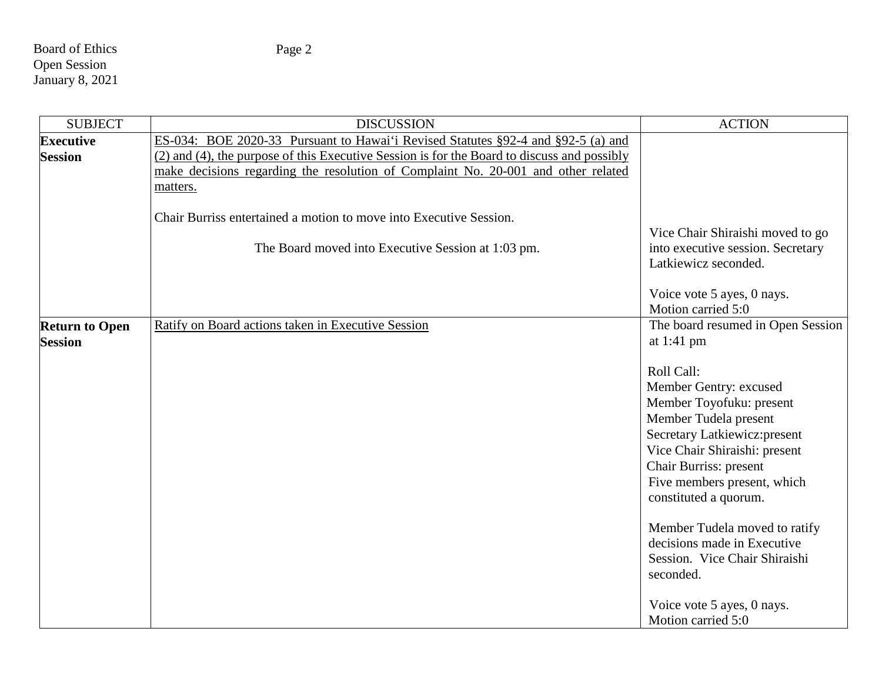| SUBJECT | DISCUSSION | ACTION |
| --- | --- | --- |
| **Executive Session** | <u>ES-034: BOE 2020-33 Pursuant to Hawai'i Revised Statutes §92-4 and §92-5 (a) and (2) and (4), the purpose of this Executive Session is for the Board to discuss and possibly make decisions regarding the resolution of Complaint No. 20-001 and other related matters.</u><br><br>Chair Burriss entertained a motion to move into Executive Session.<br><br>The Board moved into Executive Session at 1:03 pm. | Vice Chair Shiraishi moved to go into executive session. Secretary Latkiewicz seconded.<br><br>Voice vote 5 ayes, 0 nays.<br>Motion carried 5:0 |
| **Return to Open Session** | <u>Ratify on Board actions taken in Executive Session</u> | The board resumed in Open Session at 1:41 pm<br><br>Roll Call:<br>Member Gentry: excused<br>Member Toyofuku: present<br>Member Tudela present<br>Secretary Latkiewicz:present<br>Vice Chair Shiraishi: present<br>Chair Burriss: present<br>Five members present, which constituted a quorum.<br><br>Member Tudela moved to ratify decisions made in Executive Session. Vice Chair Shiraishi seconded.<br><br>Voice vote 5 ayes, 0 nays.<br>Motion carried 5:0 |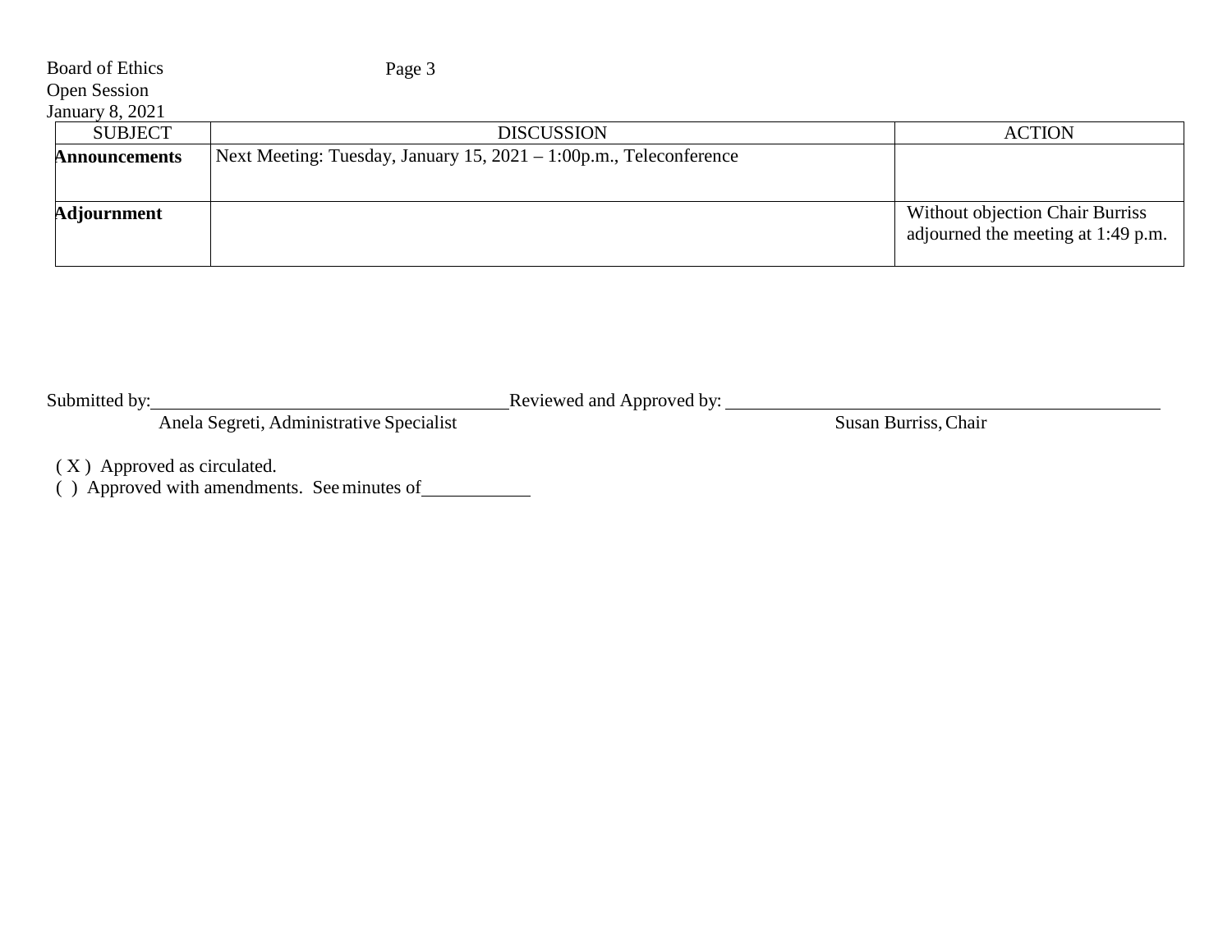| SUBJECT | DISCUSSION | ACTION |
|---|---|---|
| **Announcements** | Next Meeting: Tuesday, January 15, 2021 – 1:00p.m., Teleconference | |
| **Adjournment** | | Without objection Chair Burriss adjourned the meeting at 1:49 p.m. |

Submitted by:______________________ Reviewed and Approved by: ______________________

Anela Segreti, Administrative Specialist                                        Susan Burriss, Chair

( X ) Approved as circulated.
( ) Approved with amendments. See minutes of___________